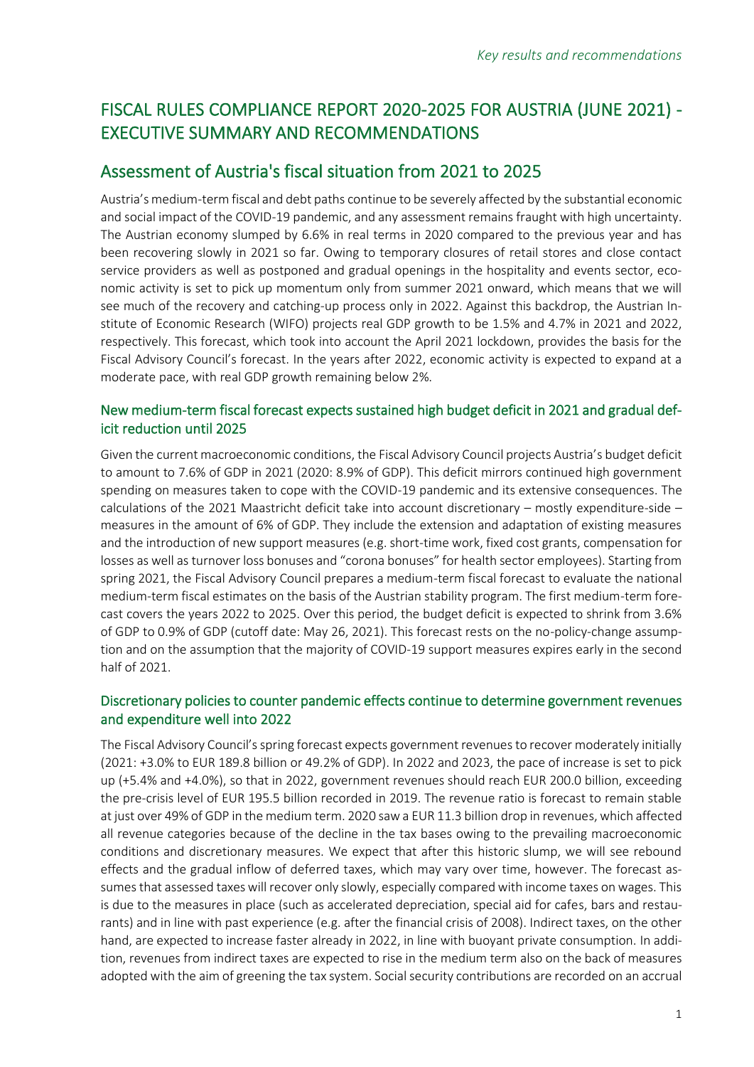# FISCAL RULES COMPLIANCE REPORT 2020-2025 FOR AUSTRIA (JUNE 2021) - EXECUTIVE SUMMARY AND RECOMMENDATIONS

## Assessment of Austria's fiscal situation from 2021 to 2025

Austria's medium-term fiscal and debt paths continue to be severely affected by the substantial economic and social impact of the COVID-19 pandemic, and any assessment remains fraught with high uncertainty. The Austrian economy slumped by 6.6% in real terms in 2020 compared to the previous year and has been recovering slowly in 2021 so far. Owing to temporary closures of retail stores and close contact service providers as well as postponed and gradual openings in the hospitality and events sector, economic activity is set to pick up momentum only from summer 2021 onward, which means that we will see much of the recovery and catching-up process only in 2022. Against this backdrop, the Austrian Institute of Economic Research (WIFO) projects real GDP growth to be 1.5% and 4.7% in 2021 and 2022, respectively. This forecast, which took into account the April 2021 lockdown, provides the basis for the Fiscal Advisory Council's forecast. In the years after 2022, economic activity is expected to expand at a moderate pace, with real GDP growth remaining below 2%.

### New medium-term fiscal forecast expects sustained high budget deficit in 2021 and gradual deficit reduction until 2025

Given the current macroeconomic conditions, the Fiscal Advisory Council projects Austria's budget deficit to amount to 7.6% of GDP in 2021 (2020: 8.9% of GDP). This deficit mirrors continued high government spending on measures taken to cope with the COVID-19 pandemic and its extensive consequences. The calculations of the 2021 Maastricht deficit take into account discretionary – mostly expenditure-side – measures in the amount of 6% of GDP. They include the extension and adaptation of existing measures and the introduction of new support measures (e.g. short-time work, fixed cost grants, compensation for losses as well as turnover loss bonuses and "corona bonuses" for health sector employees). Starting from spring 2021, the Fiscal Advisory Council prepares a medium-term fiscal forecast to evaluate the national medium-term fiscal estimates on the basis of the Austrian stability program. The first medium-term forecast covers the years 2022 to 2025. Over this period, the budget deficit is expected to shrink from 3.6% of GDP to 0.9% of GDP (cutoff date: May 26, 2021). This forecast rests on the no-policy-change assumption and on the assumption that the majority of COVID-19 support measures expires early in the second half of 2021.

### Discretionary policies to counter pandemic effects continue to determine government revenues and expenditure well into 2022

The Fiscal Advisory Council's spring forecast expects government revenues to recover moderately initially (2021: +3.0% to EUR 189.8 billion or 49.2% of GDP). In 2022 and 2023, the pace of increase is set to pick up (+5.4% and +4.0%), so that in 2022, government revenues should reach EUR 200.0 billion, exceeding the pre-crisis level of EUR 195.5 billion recorded in 2019. The revenue ratio is forecast to remain stable at just over 49% of GDP in the medium term. 2020 saw a EUR 11.3 billion drop in revenues, which affected all revenue categories because of the decline in the tax bases owing to the prevailing macroeconomic conditions and discretionary measures. We expect that after this historic slump, we will see rebound effects and the gradual inflow of deferred taxes, which may vary over time, however. The forecast assumes that assessed taxes will recover only slowly, especially compared with income taxes on wages. This is due to the measures in place (such as accelerated depreciation, special aid for cafes, bars and restaurants) and in line with past experience (e.g. after the financial crisis of 2008). Indirect taxes, on the other hand, are expected to increase faster already in 2022, in line with buoyant private consumption. In addition, revenues from indirect taxes are expected to rise in the medium term also on the back of measures adopted with the aim of greening the tax system. Social security contributions are recorded on an accrual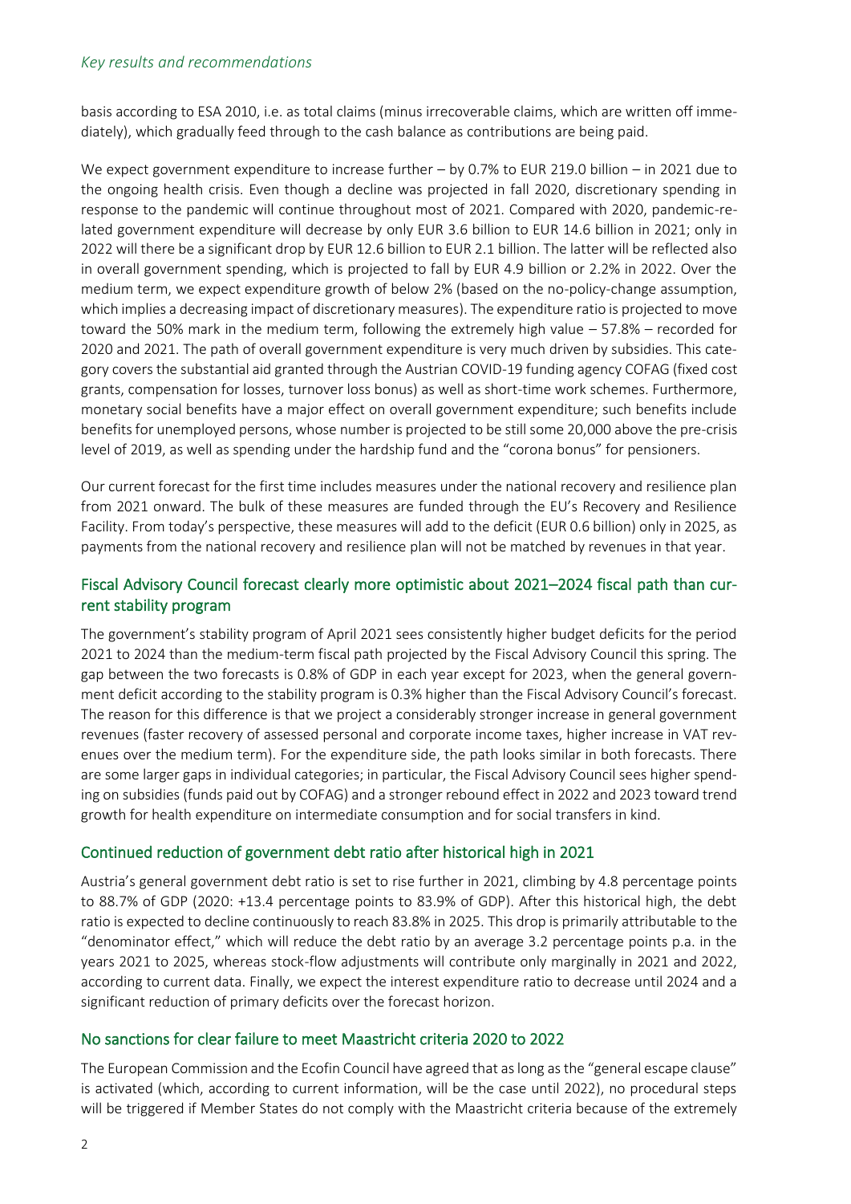basis according to ESA 2010, i.e. as total claims (minus irrecoverable claims, which are written off immediately), which gradually feed through to the cash balance as contributions are being paid.

We expect government expenditure to increase further – by 0.7% to EUR 219.0 billion – in 2021 due to the ongoing health crisis. Even though a decline was projected in fall 2020, discretionary spending in response to the pandemic will continue throughout most of 2021. Compared with 2020, pandemic-related government expenditure will decrease by only EUR 3.6 billion to EUR 14.6 billion in 2021; only in 2022 will there be a significant drop by EUR 12.6 billion to EUR 2.1 billion. The latter will be reflected also in overall government spending, which is projected to fall by EUR 4.9 billion or 2.2% in 2022. Over the medium term, we expect expenditure growth of below 2% (based on the no-policy-change assumption, which implies a decreasing impact of discretionary measures). The expenditure ratio is projected to move toward the 50% mark in the medium term, following the extremely high value – 57.8% – recorded for 2020 and 2021. The path of overall government expenditure is very much driven by subsidies. This category covers the substantial aid granted through the Austrian COVID-19 funding agency COFAG (fixed cost grants, compensation for losses, turnover loss bonus) as well as short-time work schemes. Furthermore, monetary social benefits have a major effect on overall government expenditure; such benefits include benefits for unemployed persons, whose number is projected to be still some 20,000 above the pre-crisis level of 2019, as well as spending under the hardship fund and the "corona bonus" for pensioners.

Our current forecast for the first time includes measures under the national recovery and resilience plan from 2021 onward. The bulk of these measures are funded through the EU's Recovery and Resilience Facility. From today's perspective, these measures will add to the deficit (EUR 0.6 billion) only in 2025, as payments from the national recovery and resilience plan will not be matched by revenues in that year.

## Fiscal Advisory Council forecast clearly more optimistic about 2021–2024 fiscal path than current stability program

The government's stability program of April 2021 sees consistently higher budget deficits for the period 2021 to 2024 than the medium-term fiscal path projected by the Fiscal Advisory Council this spring. The gap between the two forecasts is 0.8% of GDP in each year except for 2023, when the general government deficit according to the stability program is 0.3% higher than the Fiscal Advisory Council's forecast. The reason for this difference is that we project a considerably stronger increase in general government revenues (faster recovery of assessed personal and corporate income taxes, higher increase in VAT revenues over the medium term). For the expenditure side, the path looks similar in both forecasts. There are some larger gaps in individual categories; in particular, the Fiscal Advisory Council sees higher spending on subsidies (funds paid out by COFAG) and a stronger rebound effect in 2022 and 2023 toward trend growth for health expenditure on intermediate consumption and for social transfers in kind.

## Continued reduction of government debt ratio after historical high in 2021

Austria's general government debt ratio is set to rise further in 2021, climbing by 4.8 percentage points to 88.7% of GDP (2020: +13.4 percentage points to 83.9% of GDP). After this historical high, the debt ratio is expected to decline continuously to reach 83.8% in 2025. This drop is primarily attributable to the "denominator effect," which will reduce the debt ratio by an average 3.2 percentage points p.a. in the years 2021 to 2025, whereas stock-flow adjustments will contribute only marginally in 2021 and 2022, according to current data. Finally, we expect the interest expenditure ratio to decrease until 2024 and a significant reduction of primary deficits over the forecast horizon.

## No sanctions for clear failure to meet Maastricht criteria 2020 to 2022

The European Commission and the Ecofin Council have agreed that as long as the "general escape clause" is activated (which, according to current information, will be the case until 2022), no procedural steps will be triggered if Member States do not comply with the Maastricht criteria because of the extremely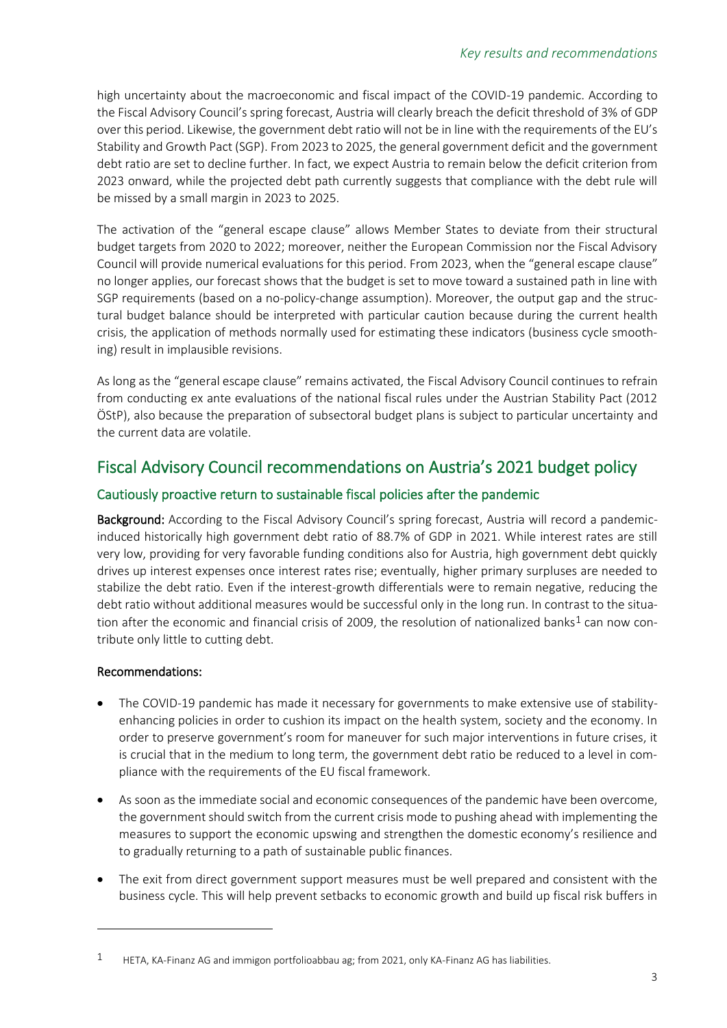high uncertainty about the macroeconomic and fiscal impact of the COVID-19 pandemic. According to the Fiscal Advisory Council's spring forecast, Austria will clearly breach the deficit threshold of 3% of GDP over this period. Likewise, the government debt ratio will not be in line with the requirements of the EU's Stability and Growth Pact (SGP). From 2023 to 2025, the general government deficit and the government debt ratio are set to decline further. In fact, we expect Austria to remain below the deficit criterion from 2023 onward, while the projected debt path currently suggests that compliance with the debt rule will be missed by a small margin in 2023 to 2025.

The activation of the "general escape clause" allows Member States to deviate from their structural budget targets from 2020 to 2022; moreover, neither the European Commission nor the Fiscal Advisory Council will provide numerical evaluations for this period. From 2023, when the "general escape clause" no longer applies, our forecast shows that the budget is set to move toward a sustained path in line with SGP requirements (based on a no-policy-change assumption). Moreover, the output gap and the structural budget balance should be interpreted with particular caution because during the current health crisis, the application of methods normally used for estimating these indicators (business cycle smoothing) result in implausible revisions.

As long as the "general escape clause" remains activated, the Fiscal Advisory Council continues to refrain from conducting ex ante evaluations of the national fiscal rules under the Austrian Stability Pact (2012 ÖStP), also because the preparation of subsectoral budget plans is subject to particular uncertainty and the current data are volatile.

## Fiscal Advisory Council recommendations on Austria's 2021 budget policy

### Cautiously proactive return to sustainable fiscal policies after the pandemic

**Background:** According to the Fiscal Advisory Council's spring forecast, Austria will record a pandemic-induced historically high government debt ratio of 88.7% of GDP in 2021. While interest rates are still very low, providing for very favorable funding conditions also for Austria, high government debt quickly drives up interest expenses once interest rates rise; eventually, higher primary surpluses are needed to stabilize the debt ratio. Even if the interest-growth differentials were to remain negative, reducing the debt ratio without additional measures would be successful only in the long run. In contrast to the situation after the economic and financial crisis of 2009, the resolution of nationalized banks[1] can now contribute only little to cutting debt.

**Recommendations:**

- The COVID-19 pandemic has made it necessary for governments to make extensive use of stability-enhancing policies in order to cushion its impact on the health system, society and the economy. In order to preserve government's room for maneuver for such major interventions in future crises, it is crucial that in the medium to long term, the government debt ratio be reduced to a level in compliance with the requirements of the EU fiscal framework.
- As soon as the immediate social and economic consequences of the pandemic have been overcome, the government should switch from the current crisis mode to pushing ahead with implementing the measures to support the economic upswing and strengthen the domestic economy's resilience and to gradually returning to a path of sustainable public finances.
- The exit from direct government support measures must be well prepared and consistent with the business cycle. This will help prevent setbacks to economic growth and build up fiscal risk buffers in

[1] HETA, KA-Finanz AG and immigon portfolioabbau ag; from 2021, only KA-Finanz AG has liabilities.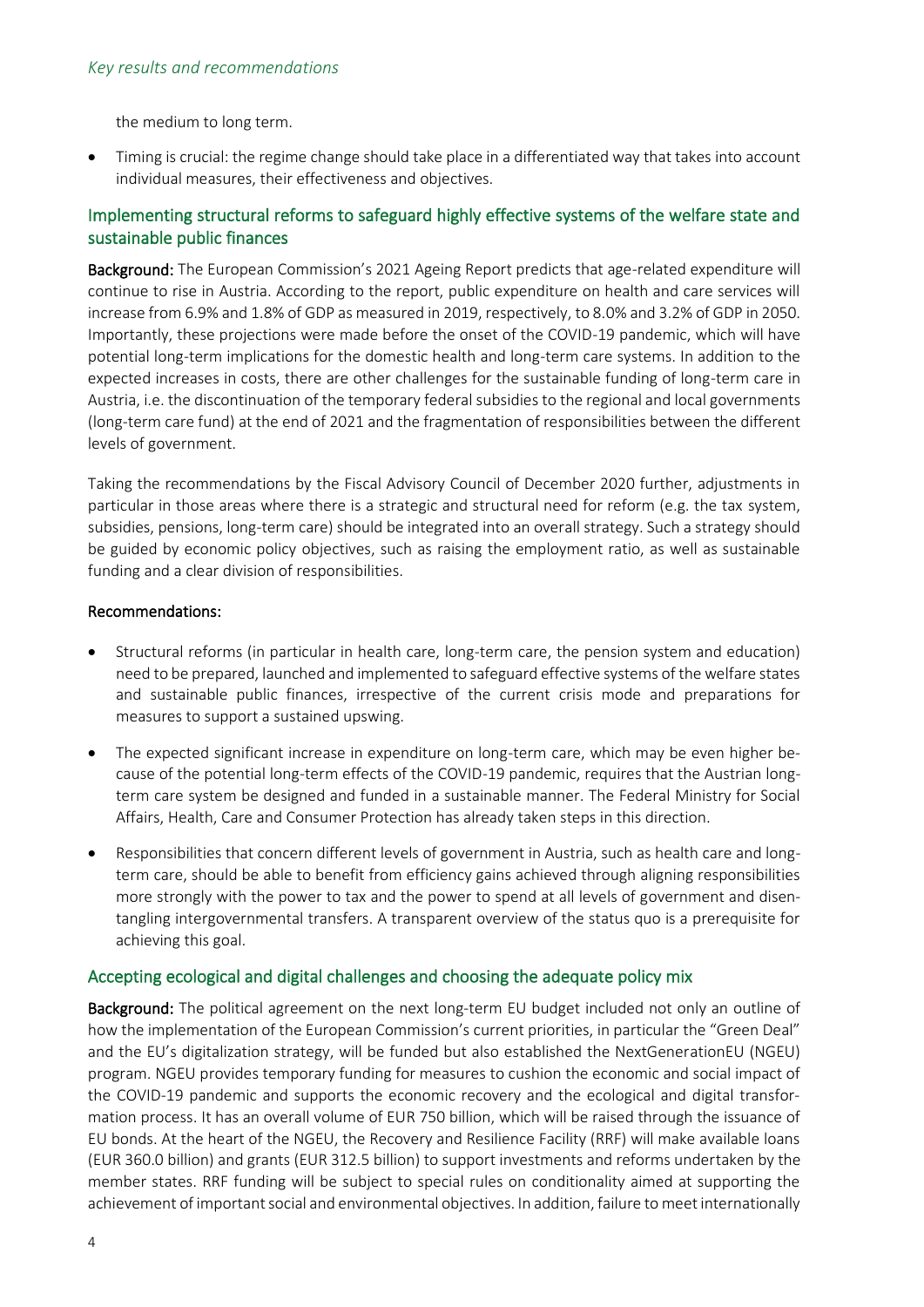the medium to long term.

- Timing is crucial: the regime change should take place in a differentiated way that takes into account individual measures, their effectiveness and objectives.

## Implementing structural reforms to safeguard highly effective systems of the welfare state and sustainable public finances

**Background:** The European Commission's 2021 Ageing Report predicts that age-related expenditure will continue to rise in Austria. According to the report, public expenditure on health and care services will increase from 6.9% and 1.8% of GDP as measured in 2019, respectively, to 8.0% and 3.2% of GDP in 2050. Importantly, these projections were made before the onset of the COVID-19 pandemic, which will have potential long-term implications for the domestic health and long-term care systems. In addition to the expected increases in costs, there are other challenges for the sustainable funding of long-term care in Austria, i.e. the discontinuation of the temporary federal subsidies to the regional and local governments (long-term care fund) at the end of 2021 and the fragmentation of responsibilities between the different levels of government.

Taking the recommendations by the Fiscal Advisory Council of December 2020 further, adjustments in particular in those areas where there is a strategic and structural need for reform (e.g. the tax system, subsidies, pensions, long-term care) should be integrated into an overall strategy. Such a strategy should be guided by economic policy objectives, such as raising the employment ratio, as well as sustainable funding and a clear division of responsibilities.

**Recommendations:**

- Structural reforms (in particular in health care, long-term care, the pension system and education) need to be prepared, launched and implemented to safeguard effective systems of the welfare states and sustainable public finances, irrespective of the current crisis mode and preparations for measures to support a sustained upswing.
- The expected significant increase in expenditure on long-term care, which may be even higher because of the potential long-term effects of the COVID-19 pandemic, requires that the Austrian long-term care system be designed and funded in a sustainable manner. The Federal Ministry for Social Affairs, Health, Care and Consumer Protection has already taken steps in this direction.
- Responsibilities that concern different levels of government in Austria, such as health care and long-term care, should be able to benefit from efficiency gains achieved through aligning responsibilities more strongly with the power to tax and the power to spend at all levels of government and disentangling intergovernmental transfers. A transparent overview of the status quo is a prerequisite for achieving this goal.

## Accepting ecological and digital challenges and choosing the adequate policy mix

**Background:** The political agreement on the next long-term EU budget included not only an outline of how the implementation of the European Commission's current priorities, in particular the "Green Deal" and the EU's digitalization strategy, will be funded but also established the NextGenerationEU (NGEU) program. NGEU provides temporary funding for measures to cushion the economic and social impact of the COVID-19 pandemic and supports the economic recovery and the ecological and digital transformation process. It has an overall volume of EUR 750 billion, which will be raised through the issuance of EU bonds. At the heart of the NGEU, the Recovery and Resilience Facility (RRF) will make available loans (EUR 360.0 billion) and grants (EUR 312.5 billion) to support investments and reforms undertaken by the member states. RRF funding will be subject to special rules on conditionality aimed at supporting the achievement of important social and environmental objectives. In addition, failure to meet internationally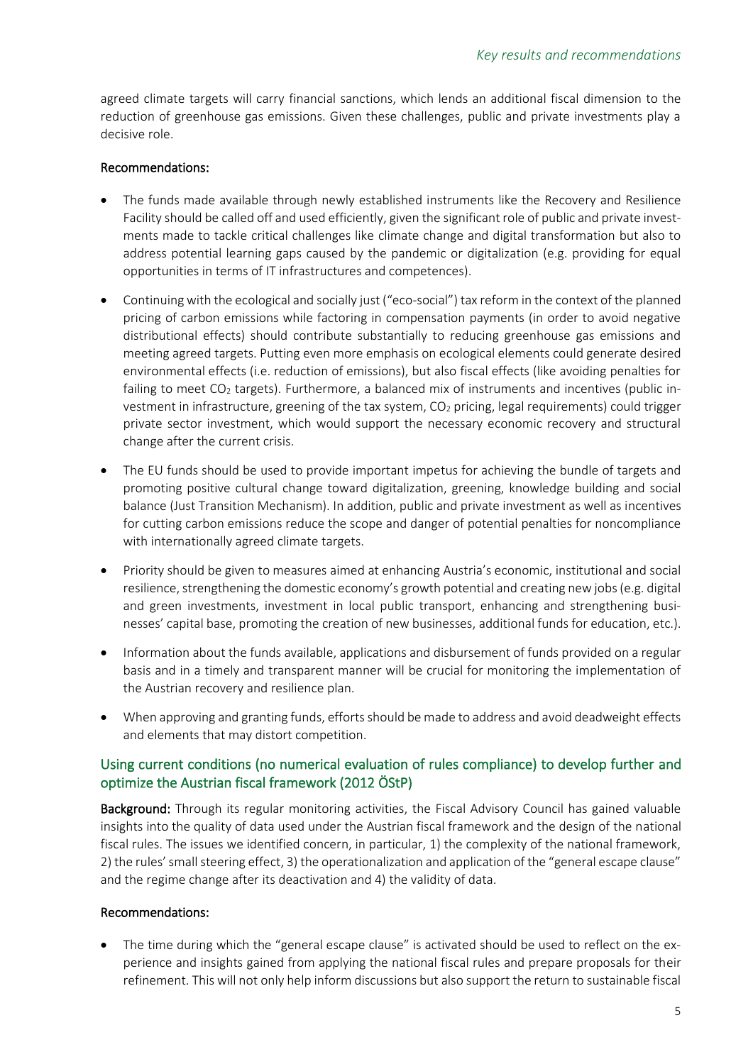agreed climate targets will carry financial sanctions, which lends an additional fiscal dimension to the reduction of greenhouse gas emissions. Given these challenges, public and private investments play a decisive role.

**Recommendations:**

- The funds made available through newly established instruments like the Recovery and Resilience Facility should be called off and used efficiently, given the significant role of public and private investments made to tackle critical challenges like climate change and digital transformation but also to address potential learning gaps caused by the pandemic or digitalization (e.g. providing for equal opportunities in terms of IT infrastructures and competences).
- Continuing with the ecological and socially just ("eco-social") tax reform in the context of the planned pricing of carbon emissions while factoring in compensation payments (in order to avoid negative distributional effects) should contribute substantially to reducing greenhouse gas emissions and meeting agreed targets. Putting even more emphasis on ecological elements could generate desired environmental effects (i.e. reduction of emissions), but also fiscal effects (like avoiding penalties for failing to meet $CO_2$ targets). Furthermore, a balanced mix of instruments and incentives (public investment in infrastructure, greening of the tax system, $CO_2$ pricing, legal requirements) could trigger private sector investment, which would support the necessary economic recovery and structural change after the current crisis.
- The EU funds should be used to provide important impetus for achieving the bundle of targets and promoting positive cultural change toward digitalization, greening, knowledge building and social balance (Just Transition Mechanism). In addition, public and private investment as well as incentives for cutting carbon emissions reduce the scope and danger of potential penalties for noncompliance with internationally agreed climate targets.
- Priority should be given to measures aimed at enhancing Austria's economic, institutional and social resilience, strengthening the domestic economy's growth potential and creating new jobs (e.g. digital and green investments, investment in local public transport, enhancing and strengthening businesses' capital base, promoting the creation of new businesses, additional funds for education, etc.).
- Information about the funds available, applications and disbursement of funds provided on a regular basis and in a timely and transparent manner will be crucial for monitoring the implementation of the Austrian recovery and resilience plan.
- When approving and granting funds, efforts should be made to address and avoid deadweight effects and elements that may distort competition.

## Using current conditions (no numerical evaluation of rules compliance) to develop further and optimize the Austrian fiscal framework (2012 ÖStP)

**Background:** Through its regular monitoring activities, the Fiscal Advisory Council has gained valuable insights into the quality of data used under the Austrian fiscal framework and the design of the national fiscal rules. The issues we identified concern, in particular, 1) the complexity of the national framework, 2) the rules' small steering effect, 3) the operationalization and application of the "general escape clause" and the regime change after its deactivation and 4) the validity of data.

**Recommendations:**

- The time during which the "general escape clause" is activated should be used to reflect on the experience and insights gained from applying the national fiscal rules and prepare proposals for their refinement. This will not only help inform discussions but also support the return to sustainable fiscal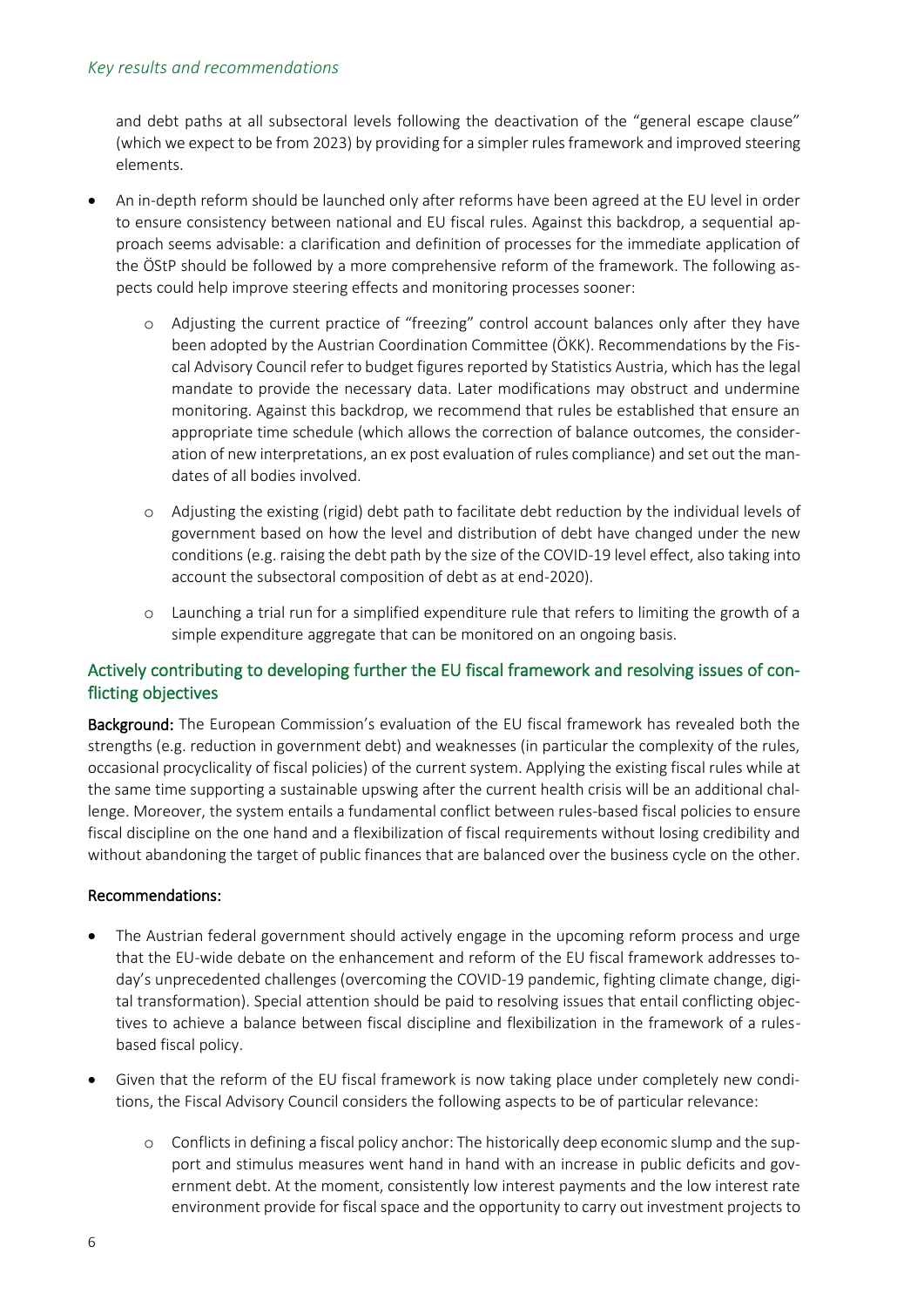and debt paths at all subsectoral levels following the deactivation of the "general escape clause" (which we expect to be from 2023) by providing for a simpler rules framework and improved steering elements.

- An in-depth reform should be launched only after reforms have been agreed at the EU level in order to ensure consistency between national and EU fiscal rules. Against this backdrop, a sequential approach seems advisable: a clarification and definition of processes for the immediate application of the ÖStP should be followed by a more comprehensive reform of the framework. The following aspects could help improve steering effects and monitoring processes sooner:
  - Adjusting the current practice of "freezing" control account balances only after they have been adopted by the Austrian Coordination Committee (ÖKK). Recommendations by the Fiscal Advisory Council refer to budget figures reported by Statistics Austria, which has the legal mandate to provide the necessary data. Later modifications may obstruct and undermine monitoring. Against this backdrop, we recommend that rules be established that ensure an appropriate time schedule (which allows the correction of balance outcomes, the consideration of new interpretations, an ex post evaluation of rules compliance) and set out the mandates of all bodies involved.
  - Adjusting the existing (rigid) debt path to facilitate debt reduction by the individual levels of government based on how the level and distribution of debt have changed under the new conditions (e.g. raising the debt path by the size of the COVID-19 level effect, also taking into account the subsectoral composition of debt as at end-2020).
  - Launching a trial run for a simplified expenditure rule that refers to limiting the growth of a simple expenditure aggregate that can be monitored on an ongoing basis.

## Actively contributing to developing further the EU fiscal framework and resolving issues of conflicting objectives

**Background:** The European Commission's evaluation of the EU fiscal framework has revealed both the strengths (e.g. reduction in government debt) and weaknesses (in particular the complexity of the rules, occasional procyclicality of fiscal policies) of the current system. Applying the existing fiscal rules while at the same time supporting a sustainable upswing after the current health crisis will be an additional challenge. Moreover, the system entails a fundamental conflict between rules-based fiscal policies to ensure fiscal discipline on the one hand and a flexibilization of fiscal requirements without losing credibility and without abandoning the target of public finances that are balanced over the business cycle on the other.

**Recommendations:**

- The Austrian federal government should actively engage in the upcoming reform process and urge that the EU-wide debate on the enhancement and reform of the EU fiscal framework addresses today's unprecedented challenges (overcoming the COVID-19 pandemic, fighting climate change, digital transformation). Special attention should be paid to resolving issues that entail conflicting objectives to achieve a balance between fiscal discipline and flexibilization in the framework of a rules-based fiscal policy.
- Given that the reform of the EU fiscal framework is now taking place under completely new conditions, the Fiscal Advisory Council considers the following aspects to be of particular relevance:
  - Conflicts in defining a fiscal policy anchor: The historically deep economic slump and the support and stimulus measures went hand in hand with an increase in public deficits and government debt. At the moment, consistently low interest payments and the low interest rate environment provide for fiscal space and the opportunity to carry out investment projects to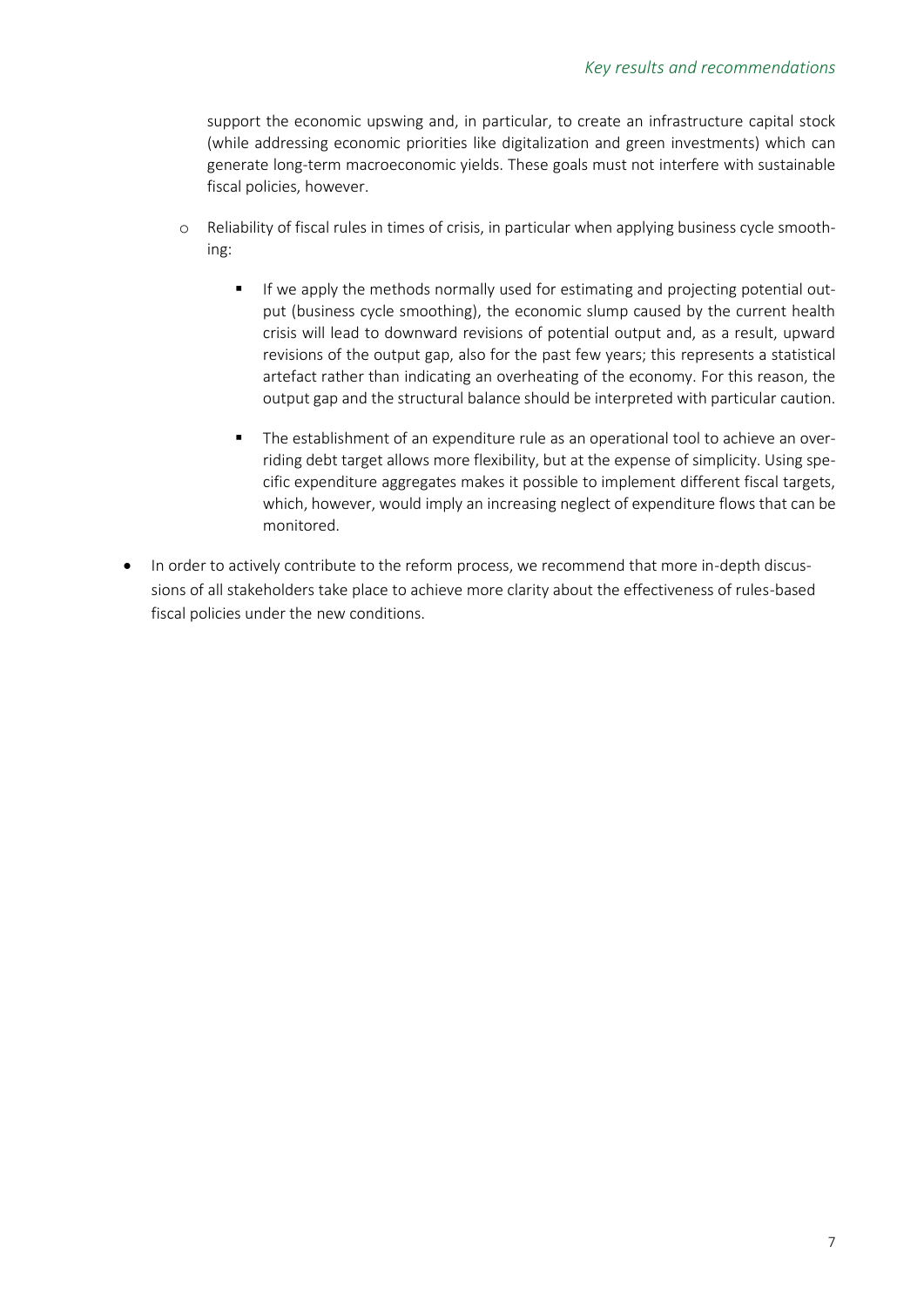support the economic upswing and, in particular, to create an infrastructure capital stock (while addressing economic priorities like digitalization and green investments) which can generate long-term macroeconomic yields. These goals must not interfere with sustainable fiscal policies, however.

  - Reliability of fiscal rules in times of crisis, in particular when applying business cycle smoothing:
    - If we apply the methods normally used for estimating and projecting potential output (business cycle smoothing), the economic slump caused by the current health crisis will lead to downward revisions of potential output and, as a result, upward revisions of the output gap, also for the past few years; this represents a statistical artefact rather than indicating an overheating of the economy. For this reason, the output gap and the structural balance should be interpreted with particular caution.
    - The establishment of an expenditure rule as an operational tool to achieve an overriding debt target allows more flexibility, but at the expense of simplicity. Using specific expenditure aggregates makes it possible to implement different fiscal targets, which, however, would imply an increasing neglect of expenditure flows that can be monitored.

- In order to actively contribute to the reform process, we recommend that more in-depth discussions of all stakeholders take place to achieve more clarity about the effectiveness of rules-based fiscal policies under the new conditions.